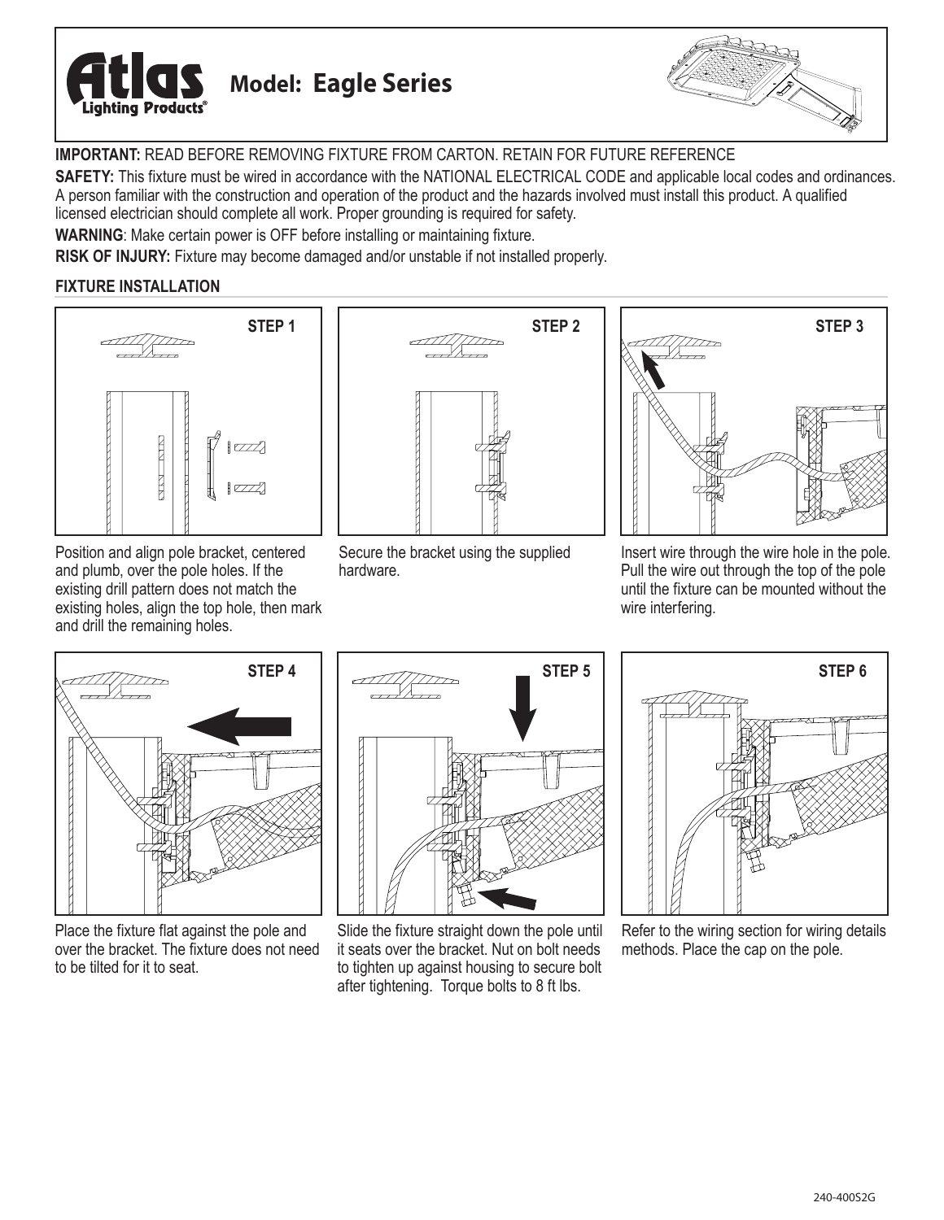# Atlas Lighting Products

## Model: Eagle Series

**IMPORTANT:** READ BEFORE REMOVING FIXTURE FROM CARTON. RETAIN FOR FUTURE REFERENCE

**SAFETY:** This fixture must be wired in accordance with the NATIONAL ELECTRICAL CODE and applicable local codes and ordinances. A person familiar with the construction and operation of the product and the hazards involved must install this product. A qualified licensed electrician should complete all work. Proper grounding is required for safety.

**WARNING**: Make certain power is OFF before installing or maintaining fixture.

**RISK OF INJURY:** Fixture may become damaged and/or unstable if not installed properly.

### FIXTURE INSTALLATION

**STEP 1**

Position and align pole bracket, centered and plumb, over the pole holes. If the existing drill pattern does not match the existing holes, align the top hole, then mark and drill the remaining holes.

**STEP 2**

Secure the bracket using the supplied hardware.

**STEP 3**

Insert wire through the wire hole in the pole. Pull the wire out through the top of the pole until the fixture can be mounted without the wire interfering.

**STEP 4**

Place the fixture flat against the pole and over the bracket. The fixture does not need to be tilted for it to seat.

**STEP 5**

Slide the fixture straight down the pole until it seats over the bracket. Nut on bolt needs to tighten up against housing to secure bolt after tightening. Torque bolts to 8 ft lbs.

**STEP 6**

Refer to the wiring section for wiring details methods. Place the cap on the pole.

240-400S2G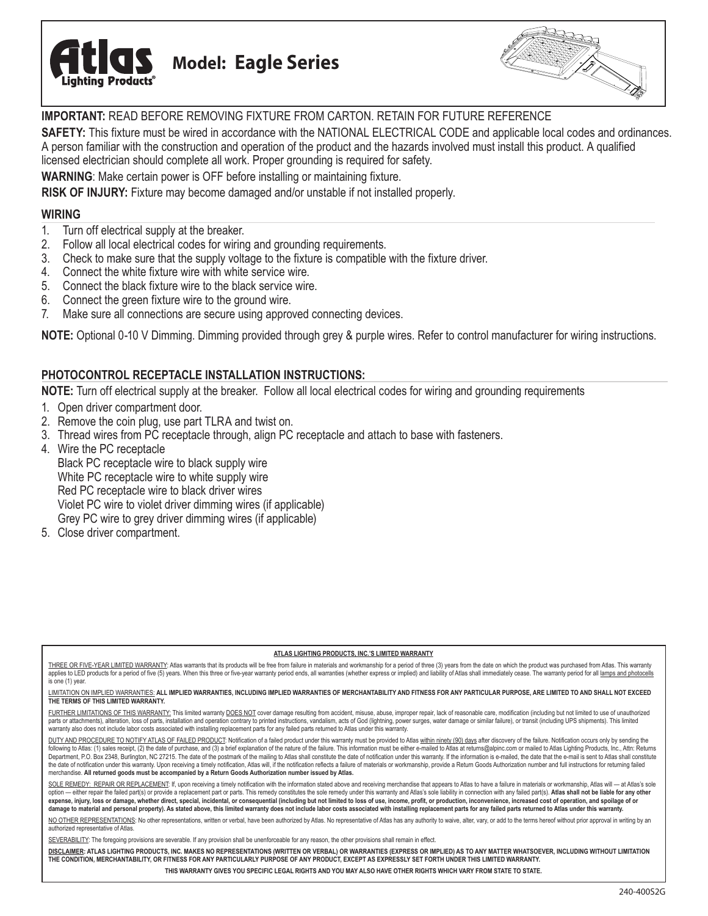# Atlas Lighting Products® Model: Eagle Series

**IMPORTANT:** READ BEFORE REMOVING FIXTURE FROM CARTON. RETAIN FOR FUTURE REFERENCE

**SAFETY:** This fixture must be wired in accordance with the NATIONAL ELECTRICAL CODE and applicable local codes and ordinances. A person familiar with the construction and operation of the product and the hazards involved must install this product. A qualified licensed electrician should complete all work. Proper grounding is required for safety.

**WARNING**: Make certain power is OFF before installing or maintaining fixture.

**RISK OF INJURY:** Fixture may become damaged and/or unstable if not installed properly.

## WIRING

1. Turn off electrical supply at the breaker.
2. Follow all local electrical codes for wiring and grounding requirements.
3. Check to make sure that the supply voltage to the fixture is compatible with the fixture driver.
4. Connect the white fixture wire with white service wire.
5. Connect the black fixture wire to the black service wire.
6. Connect the green fixture wire to the ground wire.
7. Make sure all connections are secure using approved connecting devices.

**NOTE:** Optional 0-10 V Dimming. Dimming provided through grey & purple wires. Refer to control manufacturer for wiring instructions.

## PHOTOCONTROL RECEPTACLE INSTALLATION INSTRUCTIONS:

**NOTE:** Turn off electrical supply at the breaker. Follow all local electrical codes for wiring and grounding requirements

1. Open driver compartment door.
2. Remove the coin plug, use part TLRA and twist on.
3. Thread wires from PC receptacle through, align PC receptacle and attach to base with fasteners.
4. Wire the PC receptacle
   Black PC receptacle wire to black supply wire
   White PC receptacle wire to white supply wire
   Red PC receptacle wire to black driver wires
   Violet PC wire to violet driver dimming wires (if applicable)
   Grey PC wire to grey driver dimming wires (if applicable)
5. Close driver compartment.

### ATLAS LIGHTING PRODUCTS, INC.'S LIMITED WARRANTY

THREE OR FIVE-YEAR LIMITED WARRANTY: Atlas warrants that its products will be free from failure in materials and workmanship for a period of three (3) years from the date on which the product was purchased from Atlas. This warranty applies to LED products for a period of five (5) years. When this three or five-year warranty period ends, all warranties (whether express or implied) and liability of Atlas shall immediately cease. The warranty period for all lamps and photocells is one (1) year.

LIMITATION ON IMPLIED WARRANTIES: **ALL IMPLIED WARRANTIES, INCLUDING IMPLIED WARRANTIES OF MERCHANTABILITY AND FITNESS FOR ANY PARTICULAR PURPOSE, ARE LIMITED TO AND SHALL NOT EXCEED THE TERMS OF THIS LIMITED WARRANTY.**

FURTHER LIMITATIONS OF THIS WARRANTY: This limited warranty DOES NOT cover damage resulting from accident, misuse, abuse, improper repair, lack of reasonable care, modification (including but not limited to use of unauthorized parts or attachments), alteration, loss of parts, installation and operation contrary to printed instructions, vandalism, acts of God (lightning, power surges, water damage or similar failure), or transit (including UPS shipments). This limited warranty also does not include labor costs associated with installing replacement parts for any failed parts returned to Atlas under this warranty.

DUTY AND PROCEDURE TO NOTIFY ATLAS OF FAILED PRODUCT: Notification of a failed product under this warranty must be provided to Atlas within ninety (90) days after discovery of the failure. Notification occurs only by sending the following to Atlas: (1) sales receipt, (2) the date of purchase, and (3) a brief explanation of the nature of the failure. This information must be either e-mailed to Atlas at returns@alpinc.com or mailed to Atlas Lighting Products, Inc., Attn: Returns Department, P.O. Box 2348, Burlington, NC 27215. The date of the postmark of the mailing to Atlas shall constitute the date of notification under this warranty. If the information is e-mailed, the date that the e-mail is sent to Atlas shall constitute the date of notification under this warranty. Upon receiving a timely notification, Atlas will, if the notification reflects a failure of materials or workmanship, provide a Return Goods Authorization number and full instructions for returning failed merchandise. **All returned goods must be accompanied by a Return Goods Authorization number issued by Atlas.**

SOLE REMEDY: REPAIR OR REPLACEMENT: If, upon receiving a timely notification with the information stated above and receiving merchandise that appears to Atlas to have a failure in materials or workmanship, Atlas will — at Atlas's sole option — either repair the failed part(s) or provide a replacement part or parts. This remedy constitutes the sole remedy under this warranty and Atlas's sole liability in connection with any failed part(s). **Atlas shall not be liable for any other expense, injury, loss or damage, whether direct, special, incidental, or consequential (including but not limited to loss of use, income, profit, or production, inconvenience, increased cost of operation, and spoilage of or damage to material and personal property). As stated above, this limited warranty does not include labor costs associated with installing replacement parts for any failed parts returned to Atlas under this warranty.**

NO OTHER REPRESENTATIONS: No other representations, written or verbal, have been authorized by Atlas. No representative of Atlas has any authority to waive, alter, vary, or add to the terms hereof without prior approval in writing by an authorized representative of Atlas.

SEVERABILITY: The foregoing provisions are severable. If any provision shall be unenforceable for any reason, the other provisions shall remain in effect.

**DISCLAIMER: ATLAS LIGHTING PRODUCTS, INC. MAKES NO REPRESENTATIONS (WRITTEN OR VERBAL) OR WARRANTIES (EXPRESS OR IMPLIED) AS TO ANY MATTER WHATSOEVER, INCLUDING WITHOUT LIMITATION THE CONDITION, MERCHANTABILITY, OR FITNESS FOR ANY PARTICULARLY PURPOSE OF ANY PRODUCT, EXCEPT AS EXPRESSLY SET FORTH UNDER THIS LIMITED WARRANTY.**

**THIS WARRANTY GIVES YOU SPECIFIC LEGAL RIGHTS AND YOU MAY ALSO HAVE OTHER RIGHTS WHICH VARY FROM STATE TO STATE.**

240-400S2G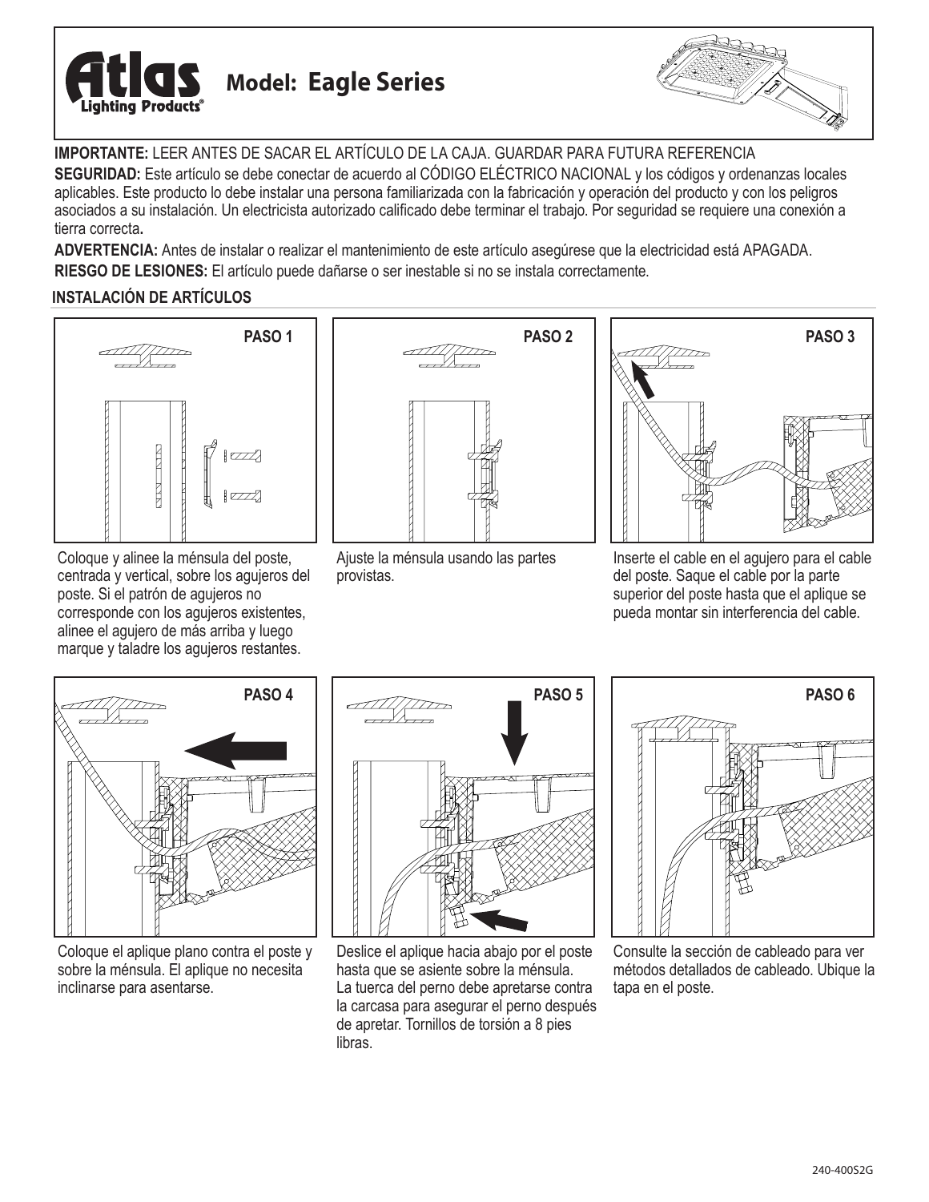# Atlas Lighting Products® — Model: Eagle Series

**IMPORTANTE:** LEER ANTES DE SACAR EL ARTÍCULO DE LA CAJA. GUARDAR PARA FUTURA REFERENCIA

**SEGURIDAD:** Este artículo se debe conectar de acuerdo al CÓDIGO ELÉCTRICO NACIONAL y los códigos y ordenanzas locales aplicables. Este producto lo debe instalar una persona familiarizada con la fabricación y operación del producto y con los peligros asociados a su instalación. Un electricista autorizado calificado debe terminar el trabajo. Por seguridad se requiere una conexión a tierra correcta**.**

**ADVERTENCIA:** Antes de instalar o realizar el mantenimiento de este artículo asegúrese que la electricidad está APAGADA.

**RIESGO DE LESIONES:** El artículo puede dañarse o ser inestable si no se instala correctamente.

## INSTALACIÓN DE ARTÍCULOS

**PASO 1**

Coloque y alinee la ménsula del poste, centrada y vertical, sobre los agujeros del poste. Si el patrón de agujeros no corresponde con los agujeros existentes, alinee el agujero de más arriba y luego marque y taladre los agujeros restantes.

**PASO 2**

Ajuste la ménsula usando las partes provistas.

**PASO 3**

Inserte el cable en el agujero para el cable del poste. Saque el cable por la parte superior del poste hasta que el aplique se pueda montar sin interferencia del cable.

**PASO 4**

Coloque el aplique plano contra el poste y sobre la ménsula. El aplique no necesita inclinarse para asentarse.

**PASO 5**

Deslice el aplique hacia abajo por el poste hasta que se asiente sobre la ménsula. La tuerca del perno debe apretarse contra la carcasa para asegurar el perno después de apretar. Tornillos de torsión a 8 pies libras.

**PASO 6**

Consulte la sección de cableado para ver métodos detallados de cableado. Ubique la tapa en el poste.

240-400S2G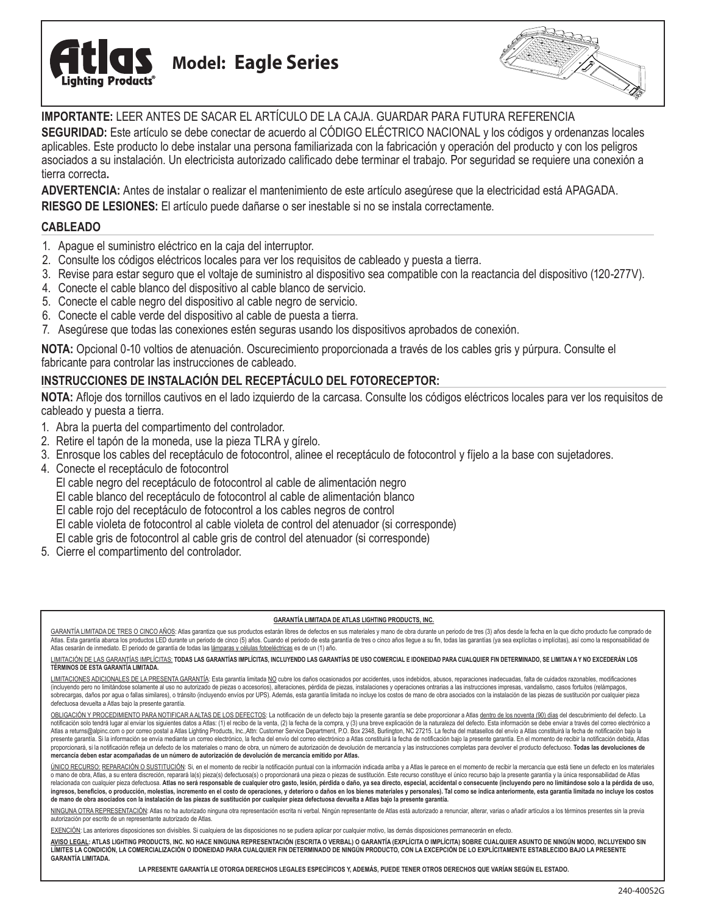# Atlas Lighting Products® Model: Eagle Series

**IMPORTANTE:** LEER ANTES DE SACAR EL ARTÍCULO DE LA CAJA. GUARDAR PARA FUTURA REFERENCIA

**SEGURIDAD:** Este artículo se debe conectar de acuerdo al CÓDIGO ELÉCTRICO NACIONAL y los códigos y ordenanzas locales aplicables. Este producto lo debe instalar una persona familiarizada con la fabricación y operación del producto y con los peligros asociados a su instalación. Un electricista autorizado calificado debe terminar el trabajo. Por seguridad se requiere una conexión a tierra correcta**.**

**ADVERTENCIA:** Antes de instalar o realizar el mantenimiento de este artículo asegúrese que la electricidad está APAGADA.

**RIESGO DE LESIONES:** El artículo puede dañarse o ser inestable si no se instala correctamente.

## CABLEADO

1. Apague el suministro eléctrico en la caja del interruptor.
2. Consulte los códigos eléctricos locales para ver los requisitos de cableado y puesta a tierra.
3. Revise para estar seguro que el voltaje de suministro al dispositivo sea compatible con la reactancia del dispositivo (120-277V).
4. Conecte el cable blanco del dispositivo al cable blanco de servicio.
5. Conecte el cable negro del dispositivo al cable negro de servicio.
6. Conecte el cable verde del dispositivo al cable de puesta a tierra.
7. Asegúrese que todas las conexiones estén seguras usando los dispositivos aprobados de conexión.

**NOTA:** Opcional 0-10 voltios de atenuación. Oscurecimiento proporcionada a través de los cables gris y púrpura. Consulte el fabricante para controlar las instrucciones de cableado.

## INSTRUCCIONES DE INSTALACIÓN DEL RECEPTÁCULO DEL FOTORECEPTOR:

**NOTA:** Afloje dos tornillos cautivos en el lado izquierdo de la carcasa. Consulte los códigos eléctricos locales para ver los requisitos de cableado y puesta a tierra.

1. Abra la puerta del compartimento del controlador.
2. Retire el tapón de la moneda, use la pieza TLRA y gírelo.
3. Enrosque los cables del receptáculo de fotocontrol, alinee el receptáculo de fotocontrol y fíjelo a la base con sujetadores.
4. Conecte el receptáculo de fotocontrol
   El cable negro del receptáculo de fotocontrol al cable de alimentación negro
   El cable blanco del receptáculo de fotocontrol al cable de alimentación blanco
   El cable rojo del receptáculo de fotocontrol a los cables negros de control
   El cable violeta de fotocontrol al cable violeta de control del atenuador (si corresponde)
   El cable gris de fotocontrol al cable gris de control del atenuador (si corresponde)
5. Cierre el compartimento del controlador.

**GARANTÍA LIMITADA DE ATLAS LIGHTING PRODUCTS, INC.**

GARANTÍA LIMITADA DE TRES O CINCO AÑOS: Atlas garantiza que sus productos estarán libres de defectos en sus materiales y mano de obra durante un periodo de tres (3) años desde la fecha en la que dicho producto fue comprado de Atlas. Esta garantía abarca los productos LED durante un periodo de cinco (5) años. Cuando el periodo de esta garantía de tres o cinco años llegue a su fin, todas las garantías (ya sea explícitas o implícitas), así como la responsabilidad de Atlas cesarán de inmediato. El periodo de garantía de todas las lámparas y células fotoeléctricas es de un (1) año.

LIMITACIÓN DE LAS GARANTÍAS IMPLÍCITAS: **TODAS LAS GARANTÍAS IMPLÍCITAS, INCLUYENDO LAS GARANTÍAS DE USO COMERCIAL E IDONEIDAD PARA CUALQUIER FIN DETERMINADO, SE LIMITAN A Y NO EXCEDERÁN LOS TÉRMINOS DE ESTA GARANTÍA LIMITADA.**

LIMITACIONES ADICIONALES DE LA PRESENTA GARANTÍA: Esta garantía limitada NO cubre los daños ocasionados por accidentes, usos indebidos, abusos, reparaciones inadecuadas, falta de cuidados razonables, modificaciones (incluyendo pero no limitándose solamente al uso no autorizado de piezas o accesorios), alteraciones, pérdida de piezas, instalaciones y operaciones contrarias a las instrucciones impresas, vandalismo, casos fortuitos (relámpagos, sobrecargas, daños por agua o fallas similares), o tránsito (incluyendo envíos por UPS). Además, esta garantía limitada no incluye los costos de mano de obra asociados con la instalación de las piezas de sustitución por cualquier pieza defectuosa devuelta a Atlas bajo la presente garantía.

OBLIGACIÓN Y PROCEDIMIENTO PARA NOTIFICAR A ALTAS DE LOS DEFECTOS: La notificación de un defecto bajo la presente garantía se debe proporcionar a Atlas dentro de los noventa (90) días del descubrimiento del defecto. La notificación solo tendrá lugar al enviar los siguientes datos a Atlas: (1) el recibo de la venta, (2) la fecha de la compra, y (3) una breve explicación de la naturaleza del defecto. Esta información se debe enviar a través del correo electrónico a Atlas a returns@alpinc.com o por correo postal a Atlas Lighting Products, Inc.,Attn: Customer Service Department, P.O. Box 2348, Burlington, NC 27215. La fecha del matasellos del envío a Atlas constituirá la fecha de notificación bajo la presente garantía. Si la información se envía mediante un correo electrónico, la fecha del envío del correo electrónico a Atlas constituirá la fecha de notificación bajo la presente garantía. En el momento de recibir la notificación debida, Atlas proporcionará, si la notificación refleja un defecto de los materiales o mano de obra, un número de autorización de devolución de mercancía y las instrucciones completas para devolver el producto defectuoso. **Todas las devoluciones de mercancía deben estar acompañadas de un número de autorización de devolución de mercancía emitido por Atlas.**

ÚNICO RECURSO: REPARACIÓN O SUSTITUCIÓN: Si, en el momento de recibir la notificación puntual con la información indicada arriba y a Atlas le parece en el momento de recibir la mercancía que está tiene un defecto en los materiales o mano de obra, Atlas, a su entera discreción, reparará la(s) pieza(s) defectuosa(s) o proporcionará una pieza o piezas de sustitución. Este recurso constituye el único recurso bajo la presente garantía y la única responsabilidad de Atlas relacionada con cualquier pieza defectuosa. **Atlas no será responsable de cualquier otro gasto, lesión, pérdida o daño, ya sea directo, especial, accidental o consecuente (incluyendo pero no limitándose solo a la pérdida de uso, ingresos, beneficios, o producción, molestias, incremento en el costo de operaciones, y deterioro o daños en los bienes materiales y personales). Tal como se indica anteriormente, esta garantía limitada no incluye los costos de mano de obra asociados con la instalación de las piezas de sustitución por cualquier pieza defectuosa devuelta a Atlas bajo la presente garantía.**

NINGUNA OTRA REPRESENTACIÓN: Atlas no ha autorizado ninguna otra representación escrita ni verbal. Ningún representante de Atlas está autorizado a renunciar, alterar, varias o añadir artículos a los términos presentes sin la previa autorización por escrito de un representante autorizado de Atlas.

EXENCIÓN: Las anteriores disposiciones son divisibles. Si cualquiera de las disposiciones no se pudiera aplicar por cualquier motivo, las demás disposiciones permanecerán en efecto.

**AVISO LEGAL: ATLAS LIGHTING PRODUCTS, INC. NO HACE NINGUNA REPRESENTACIÓN (ESCRITA O VERBAL) O GARANTÍA (EXPLÍCITA O IMPLÍCITA) SOBRE CUALQUIER ASUNTO DE NINGÚN MODO, INCLUYENDO SIN LÍMITES LA CONDICIÓN, LA COMERCIALIZACIÓN O IDONEIDAD PARA CUALQUIER FIN DETERMINADO DE NINGÚN PRODUCTO, CON LA EXCEPCIÓN DE LO EXPLÍCITAMENTE ESTABLECIDO BAJO LA PRESENTE GARANTÍA LIMITADA.**

**LA PRESENTE GARANTÍA LE OTORGA DERECHOS LEGALES ESPECÍFICOS Y, ADEMÁS, PUEDE TENER OTROS DERECHOS QUE VARÍAN SEGÚN EL ESTADO.**

240-400S2G